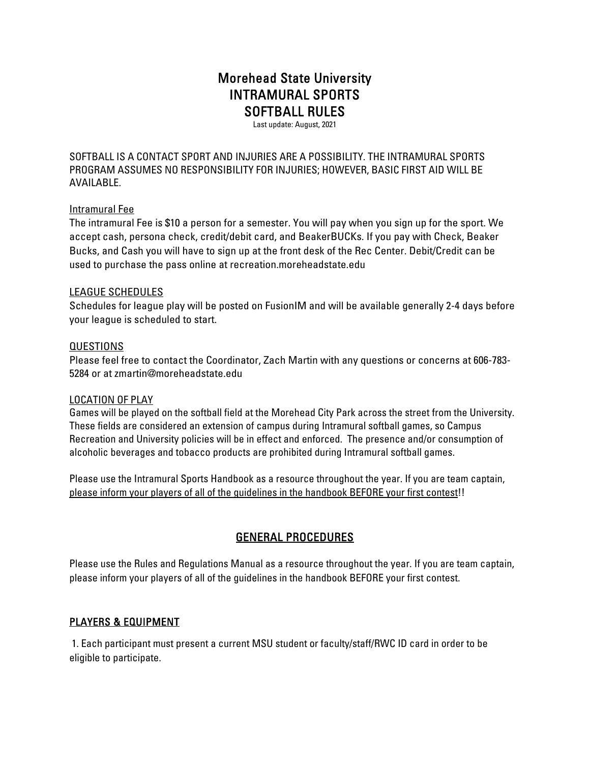# Morehead State University
# INTRAMURAL SPORTS
# SOFTBALL RULES

Last update: August, 2021

SOFTBALL IS A CONTACT SPORT AND INJURIES ARE A POSSIBILITY. THE INTRAMURAL SPORTS PROGRAM ASSUMES NO RESPONSIBILITY FOR INJURIES; HOWEVER, BASIC FIRST AID WILL BE AVAILABLE.

<u>Intramural Fee</u>

The intramural Fee is $10 a person for a semester. You will pay when you sign up for the sport. We accept cash, persona check, credit/debit card, and BeakerBUCKs. If you pay with Check, Beaker Bucks, and Cash you will have to sign up at the front desk of the Rec Center. Debit/Credit can be used to purchase the pass online at recreation.moreheadstate.edu

<u>LEAGUE SCHEDULES</u>

Schedules for league play will be posted on FusionIM and will be available generally 2-4 days before your league is scheduled to start.

<u>QUESTIONS</u>

Please feel free to contact the Coordinator, Zach Martin with any questions or concerns at 606-783-5284 or at zmartin@moreheadstate.edu

<u>LOCATION OF PLAY</u>

Games will be played on the softball field at the Morehead City Park across the street from the University. These fields are considered an extension of campus during Intramural softball games, so Campus Recreation and University policies will be in effect and enforced. The presence and/or consumption of alcoholic beverages and tobacco products are prohibited during Intramural softball games.

Please use the Intramural Sports Handbook as a resource throughout the year. If you are team captain, <u>please inform your players of all of the guidelines in the handbook BEFORE your first contest</u>!!

## GENERAL PROCEDURES

Please use the Rules and Regulations Manual as a resource throughout the year. If you are team captain, please inform your players of all of the guidelines in the handbook BEFORE your first contest.

## PLAYERS & EQUIPMENT

1. Each participant must present a current MSU student or faculty/staff/RWC ID card in order to be eligible to participate.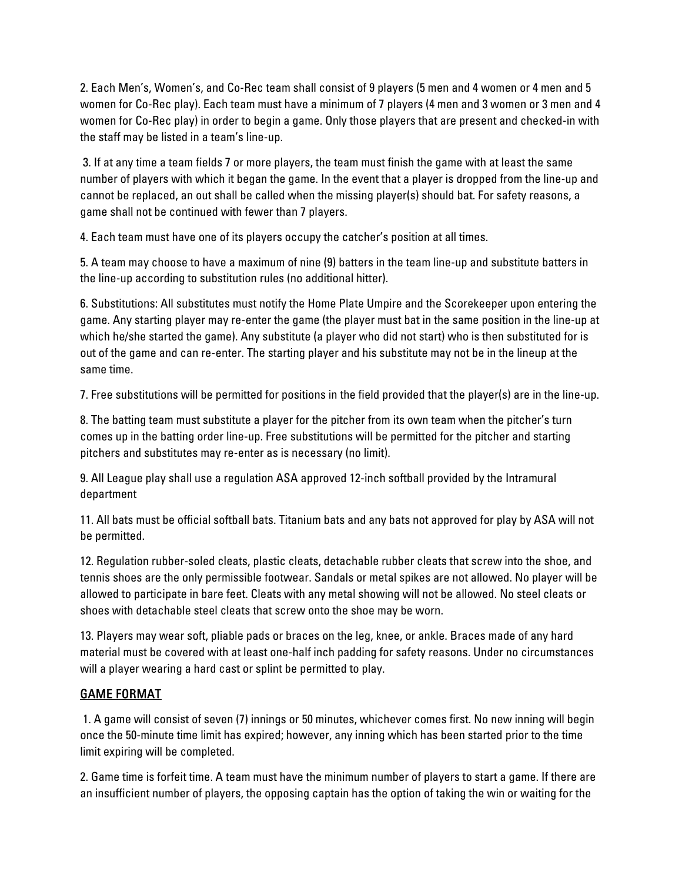2. Each Men's, Women's, and Co-Rec team shall consist of 9 players (5 men and 4 women or 4 men and 5 women for Co-Rec play). Each team must have a minimum of 7 players (4 men and 3 women or 3 men and 4 women for Co-Rec play) in order to begin a game. Only those players that are present and checked-in with the staff may be listed in a team's line-up.

3. If at any time a team fields 7 or more players, the team must finish the game with at least the same number of players with which it began the game. In the event that a player is dropped from the line-up and cannot be replaced, an out shall be called when the missing player(s) should bat. For safety reasons, a game shall not be continued with fewer than 7 players.

4. Each team must have one of its players occupy the catcher's position at all times.

5. A team may choose to have a maximum of nine (9) batters in the team line-up and substitute batters in the line-up according to substitution rules (no additional hitter).

6. Substitutions: All substitutes must notify the Home Plate Umpire and the Scorekeeper upon entering the game. Any starting player may re-enter the game (the player must bat in the same position in the line-up at which he/she started the game). Any substitute (a player who did not start) who is then substituted for is out of the game and can re-enter. The starting player and his substitute may not be in the lineup at the same time.

7. Free substitutions will be permitted for positions in the field provided that the player(s) are in the line-up.

8. The batting team must substitute a player for the pitcher from its own team when the pitcher's turn comes up in the batting order line-up. Free substitutions will be permitted for the pitcher and starting pitchers and substitutes may re-enter as is necessary (no limit).

9. All League play shall use a regulation ASA approved 12-inch softball provided by the Intramural department

11. All bats must be official softball bats. Titanium bats and any bats not approved for play by ASA will not be permitted.

12. Regulation rubber-soled cleats, plastic cleats, detachable rubber cleats that screw into the shoe, and tennis shoes are the only permissible footwear. Sandals or metal spikes are not allowed. No player will be allowed to participate in bare feet. Cleats with any metal showing will not be allowed. No steel cleats or shoes with detachable steel cleats that screw onto the shoe may be worn.

13. Players may wear soft, pliable pads or braces on the leg, knee, or ankle. Braces made of any hard material must be covered with at least one-half inch padding for safety reasons. Under no circumstances will a player wearing a hard cast or splint be permitted to play.

## GAME FORMAT

1. A game will consist of seven (7) innings or 50 minutes, whichever comes first. No new inning will begin once the 50-minute time limit has expired; however, any inning which has been started prior to the time limit expiring will be completed.

2. Game time is forfeit time. A team must have the minimum number of players to start a game. If there are an insufficient number of players, the opposing captain has the option of taking the win or waiting for the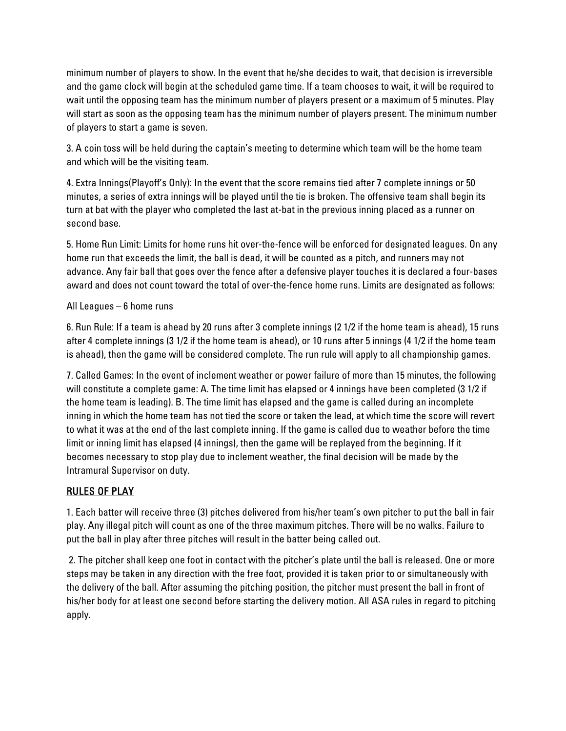minimum number of players to show. In the event that he/she decides to wait, that decision is irreversible and the game clock will begin at the scheduled game time. If a team chooses to wait, it will be required to wait until the opposing team has the minimum number of players present or a maximum of 5 minutes. Play will start as soon as the opposing team has the minimum number of players present. The minimum number of players to start a game is seven.

3. A coin toss will be held during the captain's meeting to determine which team will be the home team and which will be the visiting team.

4. Extra Innings(Playoff's Only): In the event that the score remains tied after 7 complete innings or 50 minutes, a series of extra innings will be played until the tie is broken. The offensive team shall begin its turn at bat with the player who completed the last at-bat in the previous inning placed as a runner on second base.

5. Home Run Limit: Limits for home runs hit over-the-fence will be enforced for designated leagues. On any home run that exceeds the limit, the ball is dead, it will be counted as a pitch, and runners may not advance. Any fair ball that goes over the fence after a defensive player touches it is declared a four-bases award and does not count toward the total of over-the-fence home runs. Limits are designated as follows:

All Leagues – 6 home runs

6. Run Rule: If a team is ahead by 20 runs after 3 complete innings (2 1/2 if the home team is ahead), 15 runs after 4 complete innings (3 1/2 if the home team is ahead), or 10 runs after 5 innings (4 1/2 if the home team is ahead), then the game will be considered complete. The run rule will apply to all championship games.

7. Called Games: In the event of inclement weather or power failure of more than 15 minutes, the following will constitute a complete game: A. The time limit has elapsed or 4 innings have been completed (3 1/2 if the home team is leading). B. The time limit has elapsed and the game is called during an incomplete inning in which the home team has not tied the score or taken the lead, at which time the score will revert to what it was at the end of the last complete inning. If the game is called due to weather before the time limit or inning limit has elapsed (4 innings), then the game will be replayed from the beginning. If it becomes necessary to stop play due to inclement weather, the final decision will be made by the Intramural Supervisor on duty.

## RULES OF PLAY

1. Each batter will receive three (3) pitches delivered from his/her team's own pitcher to put the ball in fair play. Any illegal pitch will count as one of the three maximum pitches. There will be no walks. Failure to put the ball in play after three pitches will result in the batter being called out.

2. The pitcher shall keep one foot in contact with the pitcher's plate until the ball is released. One or more steps may be taken in any direction with the free foot, provided it is taken prior to or simultaneously with the delivery of the ball. After assuming the pitching position, the pitcher must present the ball in front of his/her body for at least one second before starting the delivery motion. All ASA rules in regard to pitching apply.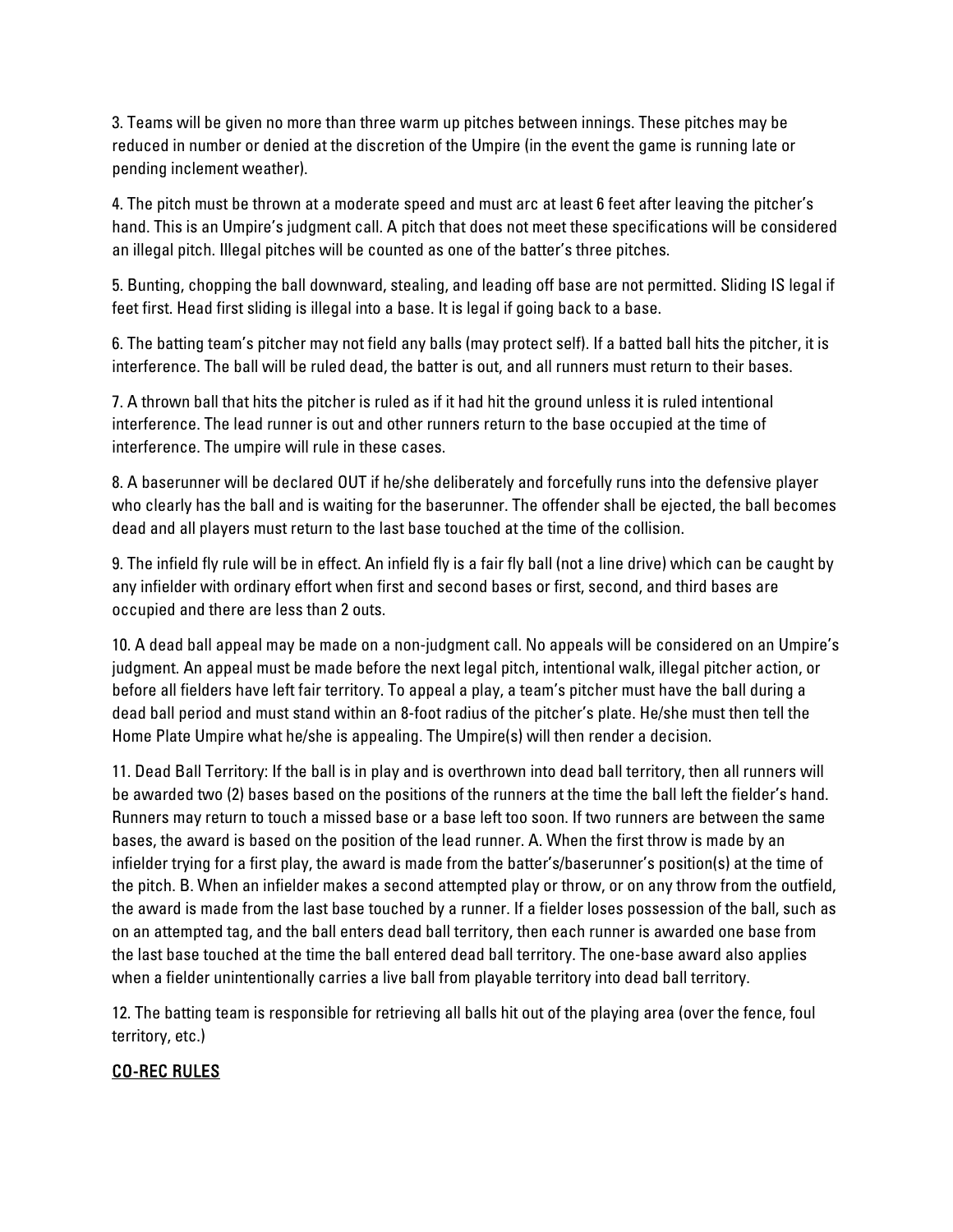3. Teams will be given no more than three warm up pitches between innings. These pitches may be reduced in number or denied at the discretion of the Umpire (in the event the game is running late or pending inclement weather).

4. The pitch must be thrown at a moderate speed and must arc at least 6 feet after leaving the pitcher's hand. This is an Umpire's judgment call. A pitch that does not meet these specifications will be considered an illegal pitch. Illegal pitches will be counted as one of the batter's three pitches.

5. Bunting, chopping the ball downward, stealing, and leading off base are not permitted. Sliding IS legal if feet first. Head first sliding is illegal into a base. It is legal if going back to a base.

6. The batting team's pitcher may not field any balls (may protect self). If a batted ball hits the pitcher, it is interference. The ball will be ruled dead, the batter is out, and all runners must return to their bases.

7. A thrown ball that hits the pitcher is ruled as if it had hit the ground unless it is ruled intentional interference. The lead runner is out and other runners return to the base occupied at the time of interference. The umpire will rule in these cases.

8. A baserunner will be declared OUT if he/she deliberately and forcefully runs into the defensive player who clearly has the ball and is waiting for the baserunner. The offender shall be ejected, the ball becomes dead and all players must return to the last base touched at the time of the collision.

9. The infield fly rule will be in effect. An infield fly is a fair fly ball (not a line drive) which can be caught by any infielder with ordinary effort when first and second bases or first, second, and third bases are occupied and there are less than 2 outs.

10. A dead ball appeal may be made on a non-judgment call. No appeals will be considered on an Umpire's judgment. An appeal must be made before the next legal pitch, intentional walk, illegal pitcher action, or before all fielders have left fair territory. To appeal a play, a team's pitcher must have the ball during a dead ball period and must stand within an 8-foot radius of the pitcher's plate. He/she must then tell the Home Plate Umpire what he/she is appealing. The Umpire(s) will then render a decision.

11. Dead Ball Territory: If the ball is in play and is overthrown into dead ball territory, then all runners will be awarded two (2) bases based on the positions of the runners at the time the ball left the fielder's hand. Runners may return to touch a missed base or a base left too soon. If two runners are between the same bases, the award is based on the position of the lead runner. A. When the first throw is made by an infielder trying for a first play, the award is made from the batter's/baserunner's position(s) at the time of the pitch. B. When an infielder makes a second attempted play or throw, or on any throw from the outfield, the award is made from the last base touched by a runner. If a fielder loses possession of the ball, such as on an attempted tag, and the ball enters dead ball territory, then each runner is awarded one base from the last base touched at the time the ball entered dead ball territory. The one-base award also applies when a fielder unintentionally carries a live ball from playable territory into dead ball territory.

12. The batting team is responsible for retrieving all balls hit out of the playing area (over the fence, foul territory, etc.)

## CO-REC RULES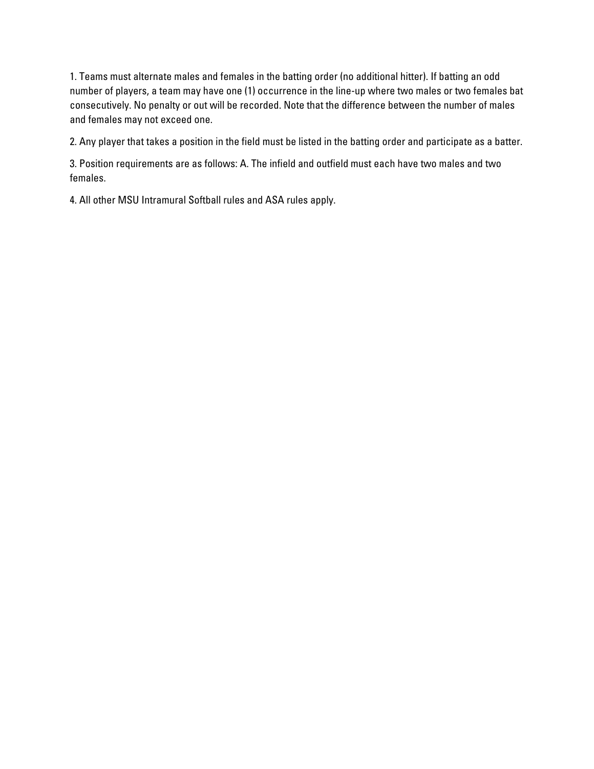1. Teams must alternate males and females in the batting order (no additional hitter). If batting an odd number of players, a team may have one (1) occurrence in the line-up where two males or two females bat consecutively. No penalty or out will be recorded. Note that the difference between the number of males and females may not exceed one.

2. Any player that takes a position in the field must be listed in the batting order and participate as a batter.

3. Position requirements are as follows: A. The infield and outfield must each have two males and two females.

4. All other MSU Intramural Softball rules and ASA rules apply.